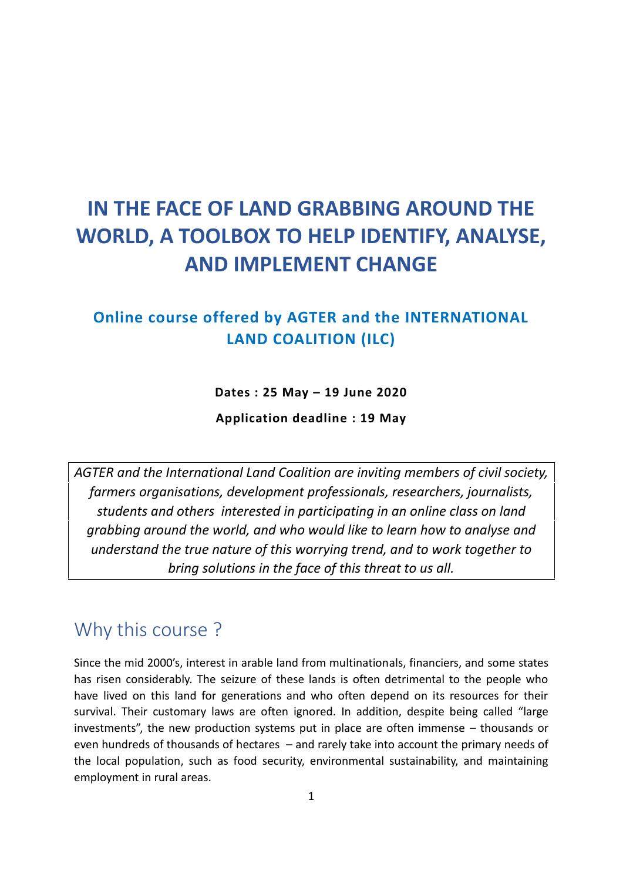# IN THE FACE OF LAND GRABBING AROUND THE WORLD, A TOOLBOX TO HELP IDENTIFY, ANALYSE, AND IMPLEMENT CHANGE

### Online course offered by AGTER and the INTERNATIONAL LAND COALITION (ILC)

**Dates : 25 May – 19 June 2020**

**Application deadline : 19 May**

*AGTER and the International Land Coalition are inviting members of civil society, farmers organisations, development professionals, researchers, journalists, students and others interested in participating in an online class on land grabbing around the world, and who would like to learn how to analyse and understand the true nature of this worrying trend, and to work together to bring solutions in the face of this threat to us all.*

## Why this course ?

Since the mid 2000's, interest in arable land from multinationals, financiers, and some states has risen considerably. The seizure of these lands is often detrimental to the people who have lived on this land for generations and who often depend on its resources for their survival. Their customary laws are often ignored. In addition, despite being called "large investments", the new production systems put in place are often immense – thousands or even hundreds of thousands of hectares – and rarely take into account the primary needs of the local population, such as food security, environmental sustainability, and maintaining employment in rural areas.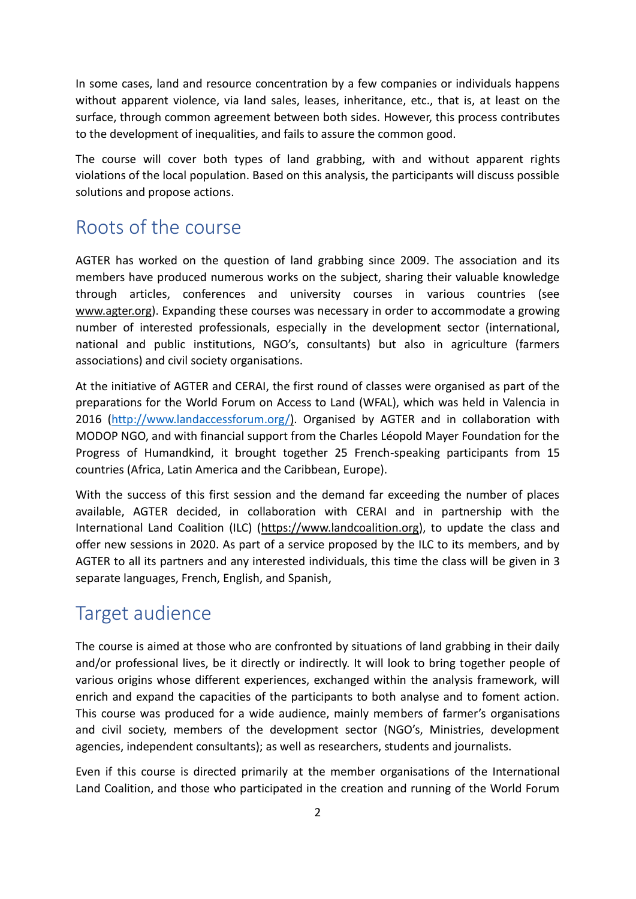In some cases, land and resource concentration by a few companies or individuals happens without apparent violence, via land sales, leases, inheritance, etc., that is, at least on the surface, through common agreement between both sides. However, this process contributes to the development of inequalities, and fails to assure the common good.

The course will cover both types of land grabbing, with and without apparent rights violations of the local population. Based on this analysis, the participants will discuss possible solutions and propose actions.

## Roots of the course

AGTER has worked on the question of land grabbing since 2009. The association and its members have produced numerous works on the subject, sharing their valuable knowledge through articles, conferences and university courses in various countries (see www.agter.org). Expanding these courses was necessary in order to accommodate a growing number of interested professionals, especially in the development sector (international, national and public institutions, NGO's, consultants) but also in agriculture (farmers associations) and civil society organisations.

At the initiative of AGTER and CERAI, the first round of classes were organised as part of the preparations for the World Forum on Access to Land (WFAL), which was held in Valencia in 2016 (http://www.landaccessforum.org/). Organised by AGTER and in collaboration with MODOP NGO, and with financial support from the Charles Léopold Mayer Foundation for the Progress of Humandkind, it brought together 25 French-speaking participants from 15 countries (Africa, Latin America and the Caribbean, Europe).

With the success of this first session and the demand far exceeding the number of places available, AGTER decided, in collaboration with CERAI and in partnership with the International Land Coalition (ILC) (https://www.landcoalition.org), to update the class and offer new sessions in 2020. As part of a service proposed by the ILC to its members, and by AGTER to all its partners and any interested individuals, this time the class will be given in 3 separate languages, French, English, and Spanish,

## Target audience

The course is aimed at those who are confronted by situations of land grabbing in their daily and/or professional lives, be it directly or indirectly. It will look to bring together people of various origins whose different experiences, exchanged within the analysis framework, will enrich and expand the capacities of the participants to both analyse and to foment action. This course was produced for a wide audience, mainly members of farmer's organisations and civil society, members of the development sector (NGO's, Ministries, development agencies, independent consultants); as well as researchers, students and journalists.

Even if this course is directed primarily at the member organisations of the International Land Coalition, and those who participated in the creation and running of the World Forum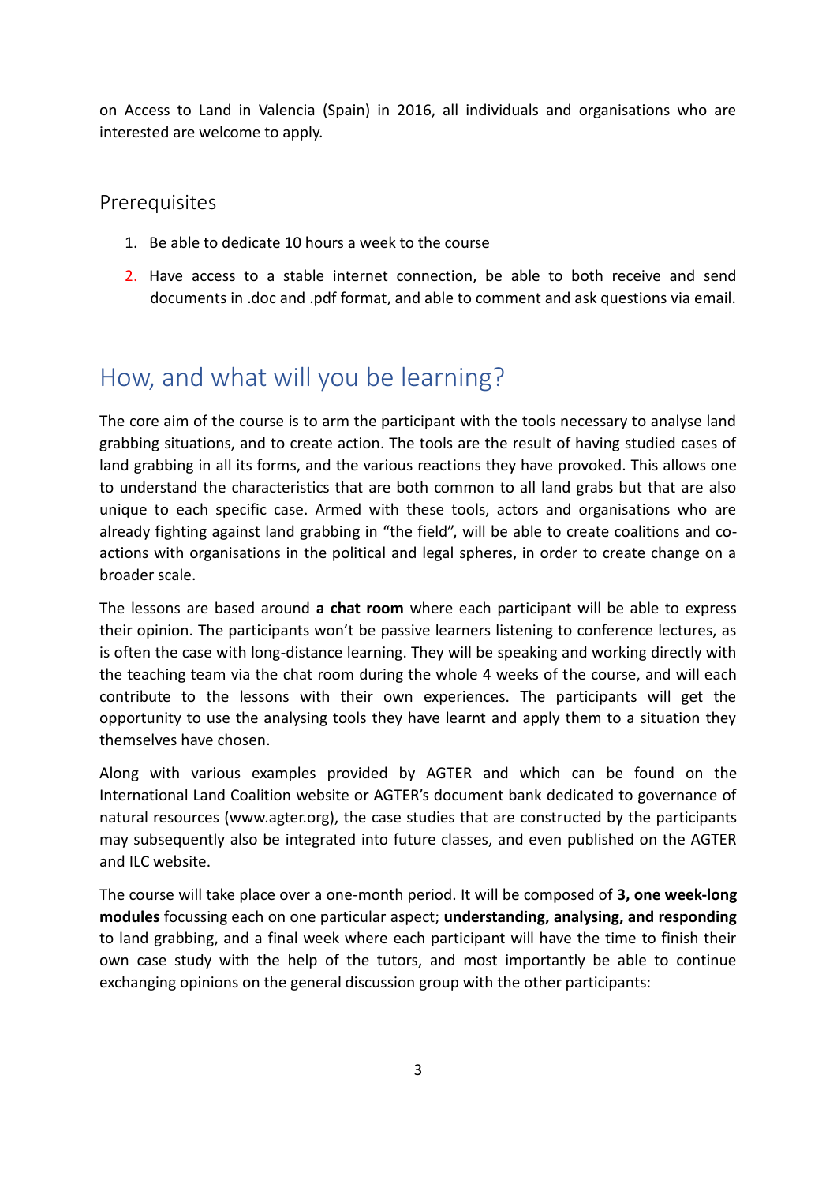on Access to Land in Valencia (Spain) in 2016, all individuals and organisations who are interested are welcome to apply.

### Prerequisites

1. Be able to dedicate 10 hours a week to the course
2. Have access to a stable internet connection, be able to both receive and send documents in .doc and .pdf format, and able to comment and ask questions via email.

## How, and what will you be learning?

The core aim of the course is to arm the participant with the tools necessary to analyse land grabbing situations, and to create action. The tools are the result of having studied cases of land grabbing in all its forms, and the various reactions they have provoked. This allows one to understand the characteristics that are both common to all land grabs but that are also unique to each specific case. Armed with these tools, actors and organisations who are already fighting against land grabbing in "the field", will be able to create coalitions and co-actions with organisations in the political and legal spheres, in order to create change on a broader scale.

The lessons are based around **a chat room** where each participant will be able to express their opinion. The participants won't be passive learners listening to conference lectures, as is often the case with long-distance learning. They will be speaking and working directly with the teaching team via the chat room during the whole 4 weeks of the course, and will each contribute to the lessons with their own experiences. The participants will get the opportunity to use the analysing tools they have learnt and apply them to a situation they themselves have chosen.

Along with various examples provided by AGTER and which can be found on the International Land Coalition website or AGTER's document bank dedicated to governance of natural resources (www.agter.org), the case studies that are constructed by the participants may subsequently also be integrated into future classes, and even published on the AGTER and ILC website.

The course will take place over a one-month period. It will be composed of **3, one week-long modules** focussing each on one particular aspect; **understanding, analysing, and responding** to land grabbing, and a final week where each participant will have the time to finish their own case study with the help of the tutors, and most importantly be able to continue exchanging opinions on the general discussion group with the other participants: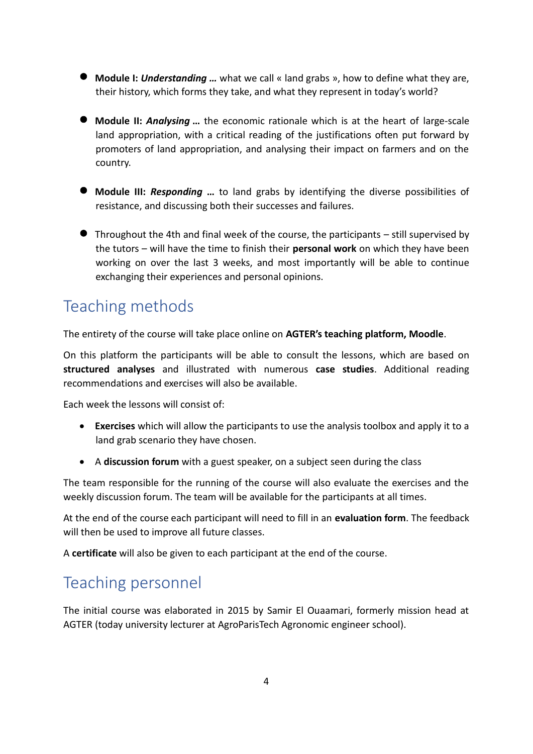- **Module I:** ***Understanding …*** what we call « land grabs », how to define what they are, their history, which forms they take, and what they represent in today's world?

- **Module II:** ***Analysing …*** the economic rationale which is at the heart of large-scale land appropriation, with a critical reading of the justifications often put forward by promoters of land appropriation, and analysing their impact on farmers and on the country.

- **Module III:** ***Responding …*** to land grabs by identifying the diverse possibilities of resistance, and discussing both their successes and failures.

- Throughout the 4th and final week of the course, the participants – still supervised by the tutors – will have the time to finish their **personal work** on which they have been working on over the last 3 weeks, and most importantly will be able to continue exchanging their experiences and personal opinions.

## Teaching methods

The entirety of the course will take place online on **AGTER's teaching platform, Moodle**.

On this platform the participants will be able to consult the lessons, which are based on **structured analyses** and illustrated with numerous **case studies**. Additional reading recommendations and exercises will also be available.

Each week the lessons will consist of:

- **Exercises** which will allow the participants to use the analysis toolbox and apply it to a land grab scenario they have chosen.
- A **discussion forum** with a guest speaker, on a subject seen during the class

The team responsible for the running of the course will also evaluate the exercises and the weekly discussion forum. The team will be available for the participants at all times.

At the end of the course each participant will need to fill in an **evaluation form**. The feedback will then be used to improve all future classes.

A **certificate** will also be given to each participant at the end of the course.

## Teaching personnel

The initial course was elaborated in 2015 by Samir El Ouaamari, formerly mission head at AGTER (today university lecturer at AgroParisTech Agronomic engineer school).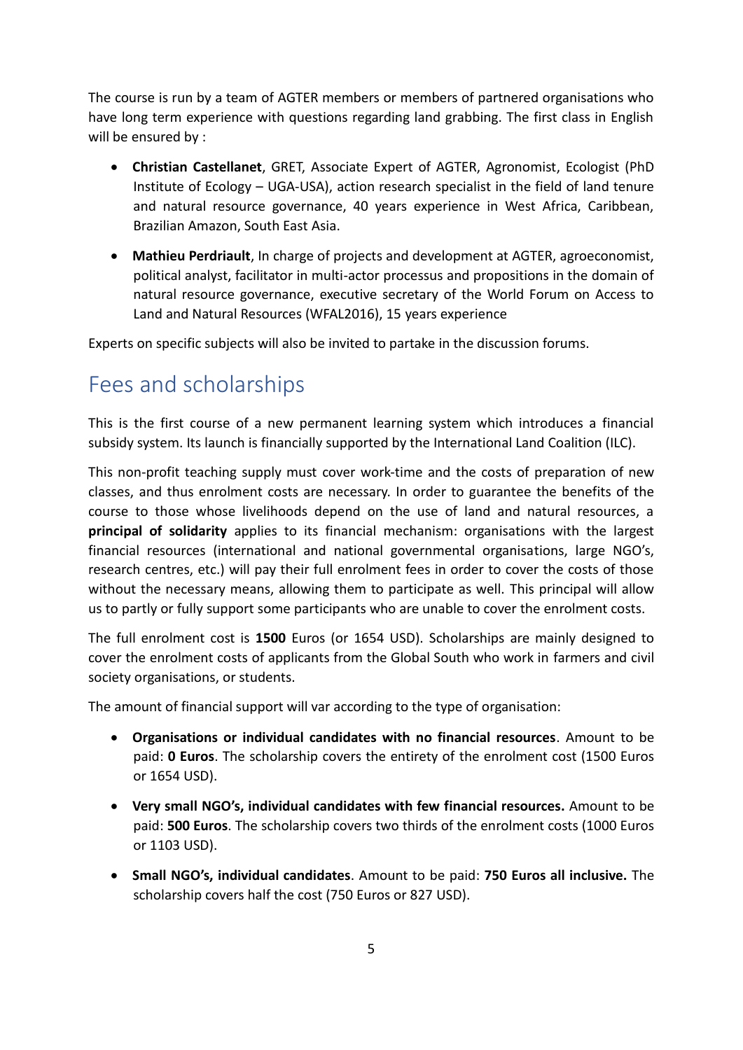The course is run by a team of AGTER members or members of partnered organisations who have long term experience with questions regarding land grabbing. The first class in English will be ensured by :

- **Christian Castellanet**, GRET, Associate Expert of AGTER, Agronomist, Ecologist (PhD Institute of Ecology – UGA-USA), action research specialist in the field of land tenure and natural resource governance, 40 years experience in West Africa, Caribbean, Brazilian Amazon, South East Asia.
- **Mathieu Perdriault**, In charge of projects and development at AGTER, agroeconomist, political analyst, facilitator in multi-actor processus and propositions in the domain of natural resource governance, executive secretary of the World Forum on Access to Land and Natural Resources (WFAL2016), 15 years experience

Experts on specific subjects will also be invited to partake in the discussion forums.

## Fees and scholarships

This is the first course of a new permanent learning system which introduces a financial subsidy system. Its launch is financially supported by the International Land Coalition (ILC).

This non-profit teaching supply must cover work-time and the costs of preparation of new classes, and thus enrolment costs are necessary. In order to guarantee the benefits of the course to those whose livelihoods depend on the use of land and natural resources, a **principal of solidarity** applies to its financial mechanism: organisations with the largest financial resources (international and national governmental organisations, large NGO's, research centres, etc.) will pay their full enrolment fees in order to cover the costs of those without the necessary means, allowing them to participate as well. This principal will allow us to partly or fully support some participants who are unable to cover the enrolment costs.

The full enrolment cost is **1500** Euros (or 1654 USD). Scholarships are mainly designed to cover the enrolment costs of applicants from the Global South who work in farmers and civil society organisations, or students.

The amount of financial support will var according to the type of organisation:

- **Organisations or individual candidates with no financial resources**. Amount to be paid: **0 Euros**. The scholarship covers the entirety of the enrolment cost (1500 Euros or 1654 USD).
- **Very small NGO's, individual candidates with few financial resources.** Amount to be paid: **500 Euros**. The scholarship covers two thirds of the enrolment costs (1000 Euros or 1103 USD).
- **Small NGO's, individual candidates**. Amount to be paid: **750 Euros all inclusive.** The scholarship covers half the cost (750 Euros or 827 USD).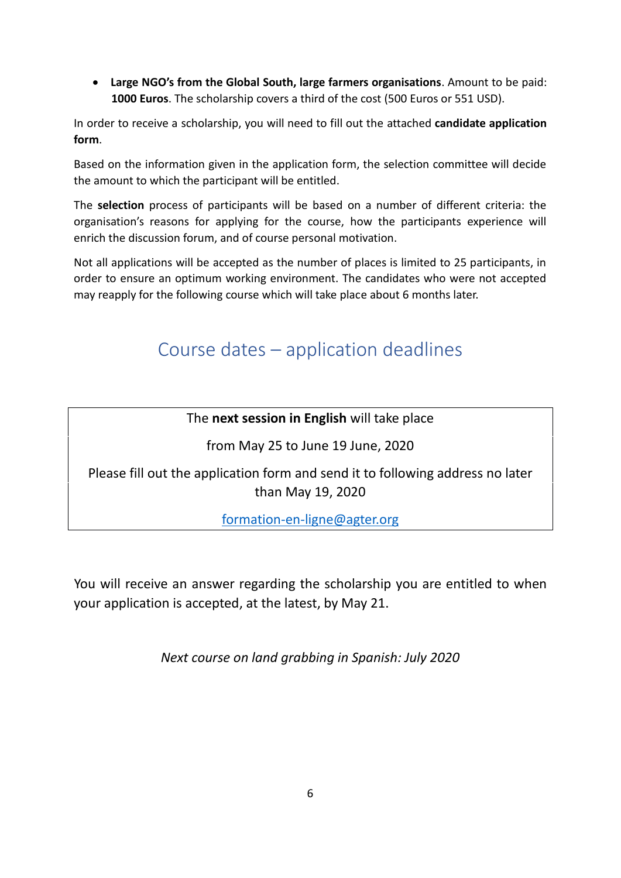- **Large NGO's from the Global South, large farmers organisations**. Amount to be paid: **1000 Euros**. The scholarship covers a third of the cost (500 Euros or 551 USD).

In order to receive a scholarship, you will need to fill out the attached **candidate application form**.

Based on the information given in the application form, the selection committee will decide the amount to which the participant will be entitled.

The **selection** process of participants will be based on a number of different criteria: the organisation's reasons for applying for the course, how the participants experience will enrich the discussion forum, and of course personal motivation.

Not all applications will be accepted as the number of places is limited to 25 participants, in order to ensure an optimum working environment. The candidates who were not accepted may reapply for the following course which will take place about 6 months later.

## Course dates – application deadlines

The **next session in English** will take place

from May 25 to June 19 June, 2020

Please fill out the application form and send it to following address no later than May 19, 2020

formation-en-ligne@agter.org

You will receive an answer regarding the scholarship you are entitled to when your application is accepted, at the latest, by May 21.

*Next course on land grabbing in Spanish: July 2020*